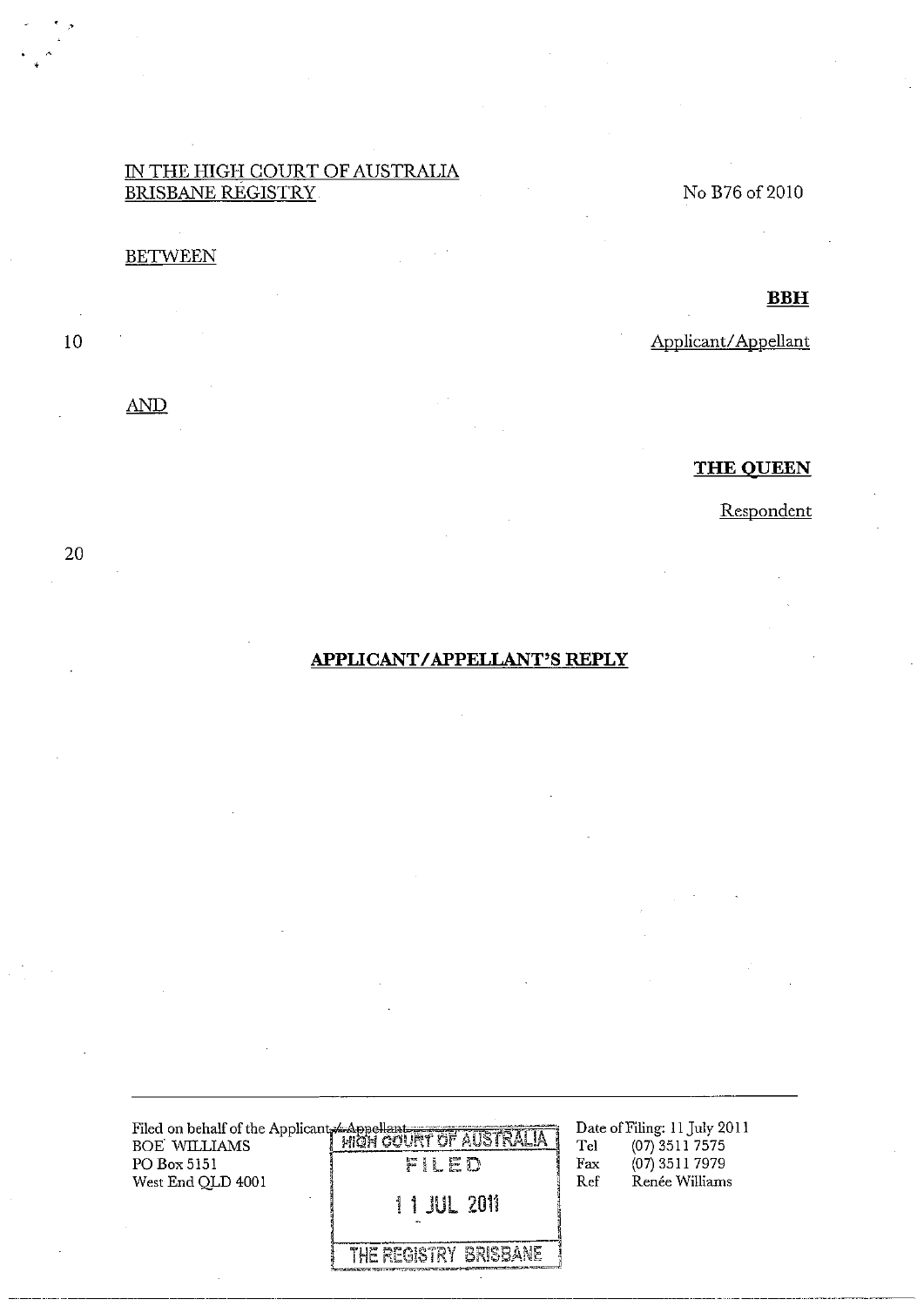IN THE HIGH COURT OF AUSTRALIA
BRISBANE REGISTRY

No B76 of 2010

BETWEEN

**BBH**

Applicant/Appellant

AND

**THE QUEEN**

Respondent

## APPLICANT/APPELLANT'S REPLY

Filed on behalf of the Applicant/Appellant
BOE WILLIAMS
PO Box 5151
West End QLD 4001

HIGH COURT OF AUSTRALIA
FILED
11 JUL 2011
THE REGISTRY BRISBANE

Date of Filing: 11 July 2011
Tel (07) 3511 7575
Fax (07) 3511 7979
Ref Renée Williams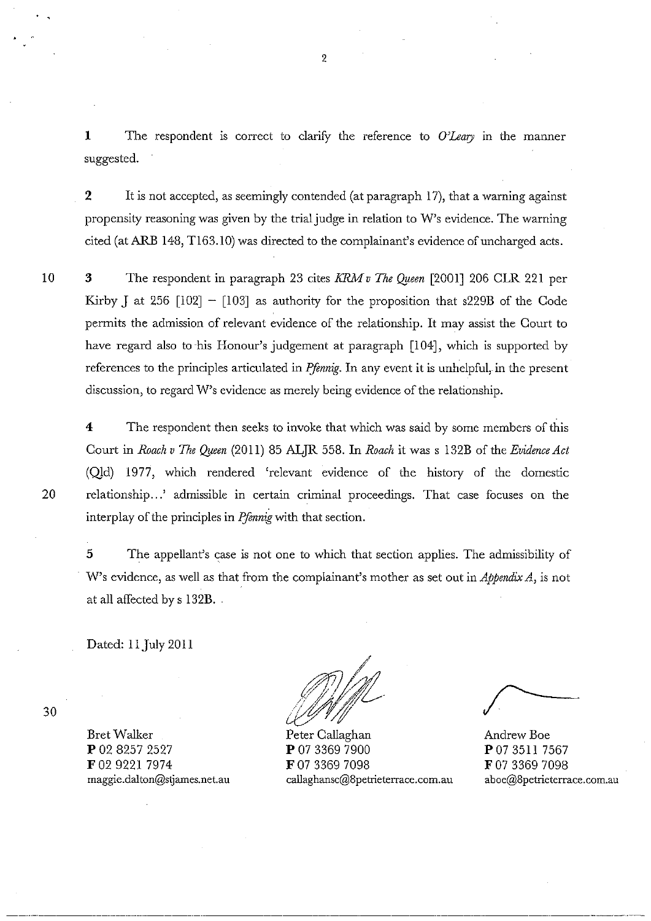**1** The respondent is correct to clarify the reference to *O'Leary* in the manner suggested.

**2** It is not accepted, as seemingly contended (at paragraph 17), that a warning against propensity reasoning was given by the trial judge in relation to W's evidence. The warning cited (at ARB 148, T163.10) was directed to the complainant's evidence of uncharged acts.

**3** The respondent in paragraph 23 cites *KRM v The Queen* [2001] 206 CLR 221 per Kirby J at 256 [102] – [103] as authority for the proposition that s229B of the Code permits the admission of relevant evidence of the relationship. It may assist the Court to have regard also to his Honour's judgement at paragraph [104], which is supported by references to the principles articulated in *Pfennig*. In any event it is unhelpful, in the present discussion, to regard W's evidence as merely being evidence of the relationship.

**4** The respondent then seeks to invoke that which was said by some members of this Court in *Roach v The Queen* (2011) 85 ALJR 558. In *Roach* it was s 132B of the *Evidence Act* (Qld) 1977, which rendered 'relevant evidence of the history of the domestic relationship...' admissible in certain criminal proceedings. That case focuses on the interplay of the principles in *Pfennig* with that section.

**5** The appellant's case is not one to which that section applies. The admissibility of W's evidence, as well as that from the complainant's mother as set out in *Appendix A*, is not at all affected by s 132B.

Dated: 11 July 2011

| | | |
|---|---|---|
| Bret Walker | Peter Callaghan | Andrew Boe |
| **P** 02 8257 2527 | **P** 07 3369 7900 | **P** 07 3511 7567 |
| **F** 02 9221 7974 | **F** 07 3369 7098 | **F** 07 3369 7098 |
| maggie.dalton@stjames.net.au | callaghansc@8petrieterrace.com.au | aboe@8petrieterrace.com.au |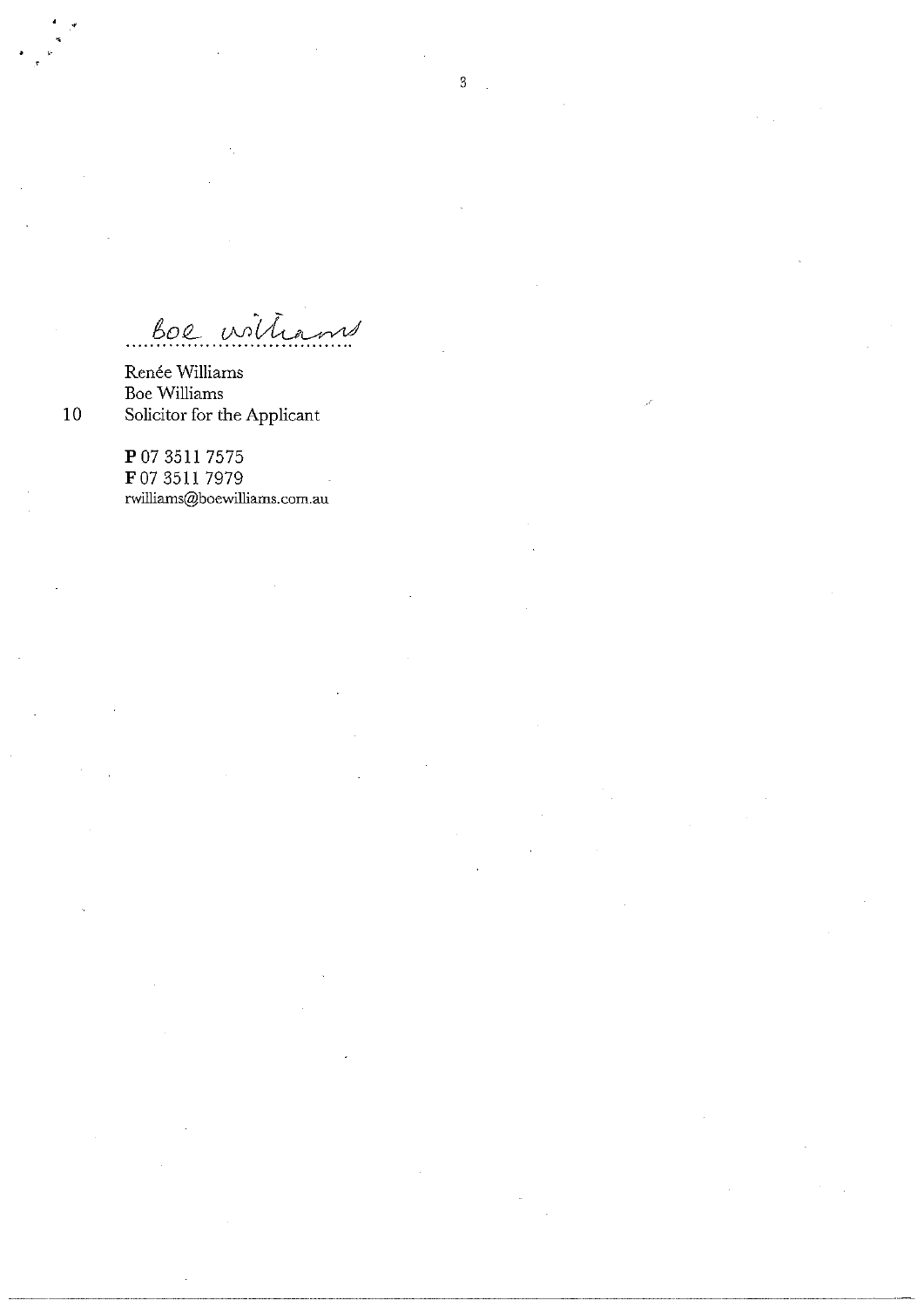Boe Williams

.....................................

Renée Williams  
Boe Williams  
Solicitor for the Applicant

**P** 07 3511 7575  
**F** 07 3511 7979  
rwilliams@boewilliams.com.au